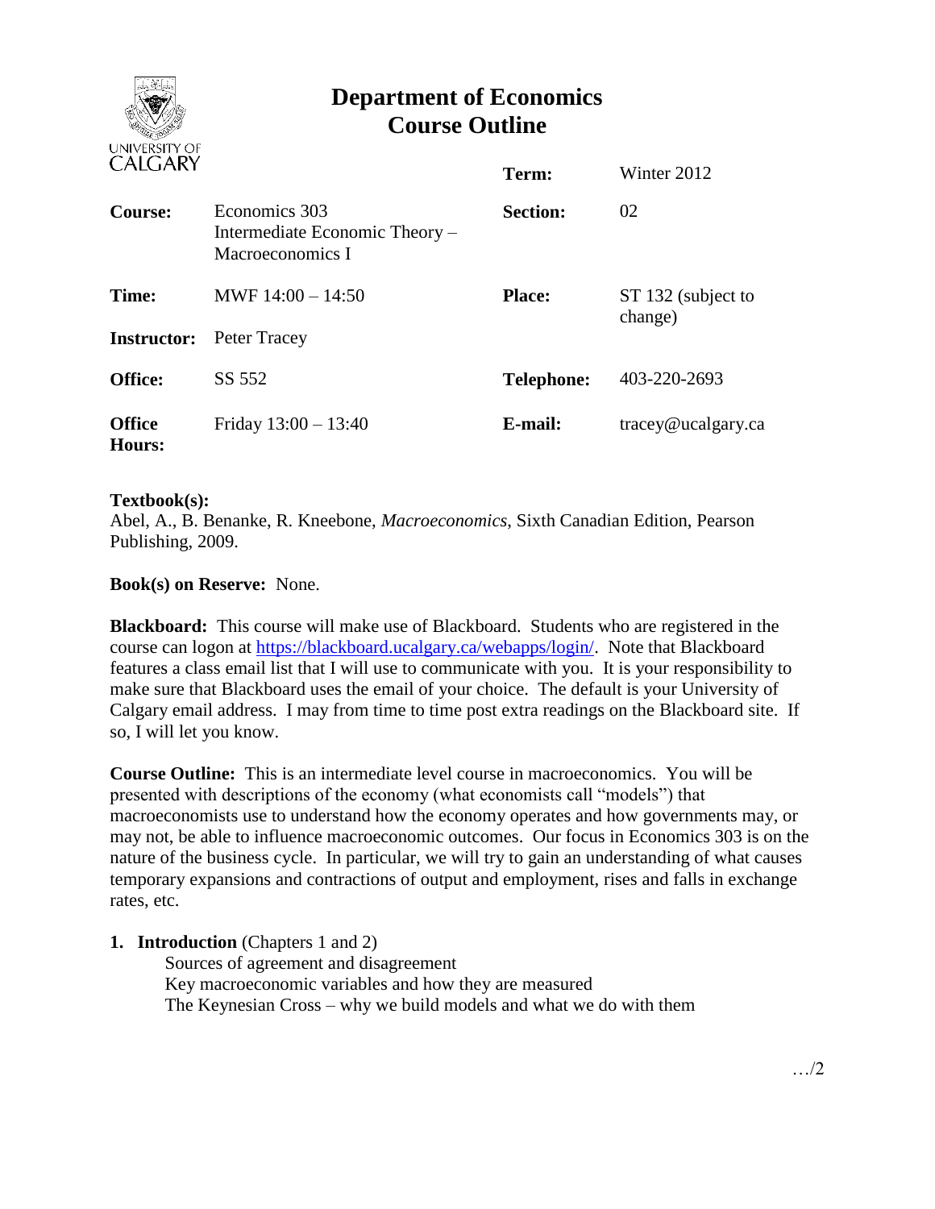# Department of Economics
# Course Outline

UNIVERSITY OF CALGARY

| | | | |
|---|---|---|---|
| | | **Term:** | Winter 2012 |
| **Course:** | Economics 303 Intermediate Economic Theory – Macroeconomics I | **Section:** | 02 |
| **Time:** | MWF 14:00 – 14:50 | **Place:** | ST 132 (subject to change) |
| **Instructor:** | Peter Tracey | | |
| **Office:** | SS 552 | **Telephone:** | 403-220-2693 |
| **Office Hours:** | Friday 13:00 – 13:40 | **E-mail:** | tracey@ucalgary.ca |

**Textbook(s):**
Abel, A., B. Benanke, R. Kneebone, *Macroeconomics*, Sixth Canadian Edition, Pearson Publishing, 2009.

**Book(s) on Reserve:** None.

**Blackboard:** This course will make use of Blackboard. Students who are registered in the course can logon at https://blackboard.ucalgary.ca/webapps/login/. Note that Blackboard features a class email list that I will use to communicate with you. It is your responsibility to make sure that Blackboard uses the email of your choice. The default is your University of Calgary email address. I may from time to time post extra readings on the Blackboard site. If so, I will let you know.

**Course Outline:** This is an intermediate level course in macroeconomics. You will be presented with descriptions of the economy (what economists call "models") that macroeconomists use to understand how the economy operates and how governments may, or may not, be able to influence macroeconomic outcomes. Our focus in Economics 303 is on the nature of the business cycle. In particular, we will try to gain an understanding of what causes temporary expansions and contractions of output and employment, rises and falls in exchange rates, etc.

1. **Introduction** (Chapters 1 and 2)
   - Sources of agreement and disagreement
   - Key macroeconomic variables and how they are measured
   - The Keynesian Cross – why we build models and what we do with them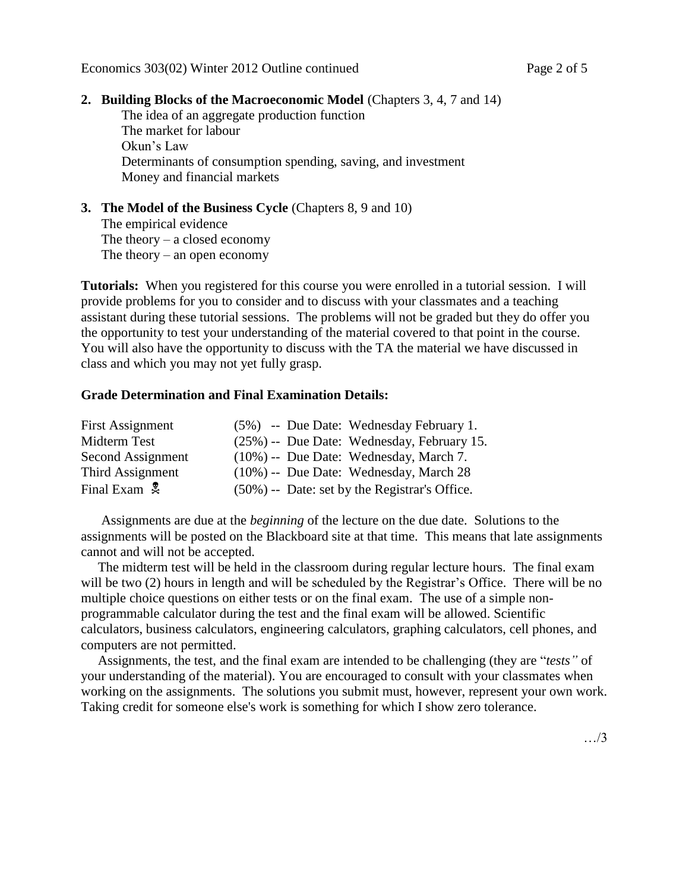**2. Building Blocks of the Macroeconomic Model** (Chapters 3, 4, 7 and 14)

- The idea of an aggregate production function
- The market for labour
- Okun's Law
- Determinants of consumption spending, saving, and investment
- Money and financial markets

**3. The Model of the Business Cycle** (Chapters 8, 9 and 10)

- The empirical evidence
- The theory – a closed economy
- The theory – an open economy

**Tutorials:** When you registered for this course you were enrolled in a tutorial session. I will provide problems for you to consider and to discuss with your classmates and a teaching assistant during these tutorial sessions. The problems will not be graded but they do offer you the opportunity to test your understanding of the material covered to that point in the course. You will also have the opportunity to discuss with the TA the material we have discussed in class and which you may not yet fully grasp.

**Grade Determination and Final Examination Details:**

| | |
|---|---|
| First Assignment | (5%) -- Due Date: Wednesday February 1. |
| Midterm Test | (25%) -- Due Date: Wednesday, February 15. |
| Second Assignment | (10%) -- Due Date: Wednesday, March 7. |
| Third Assignment | (10%) -- Due Date: Wednesday, March 28 |
| Final Exam ☠ | (50%) -- Date: set by the Registrar's Office. |

Assignments are due at the *beginning* of the lecture on the due date. Solutions to the assignments will be posted on the Blackboard site at that time. This means that late assignments cannot and will not be accepted.

The midterm test will be held in the classroom during regular lecture hours. The final exam will be two (2) hours in length and will be scheduled by the Registrar's Office. There will be no multiple choice questions on either tests or on the final exam. The use of a simple non-programmable calculator during the test and the final exam will be allowed. Scientific calculators, business calculators, engineering calculators, graphing calculators, cell phones, and computers are not permitted.

Assignments, the test, and the final exam are intended to be challenging (they are "*tests"* of your understanding of the material). You are encouraged to consult with your classmates when working on the assignments. The solutions you submit must, however, represent your own work. Taking credit for someone else's work is something for which I show zero tolerance.

…/3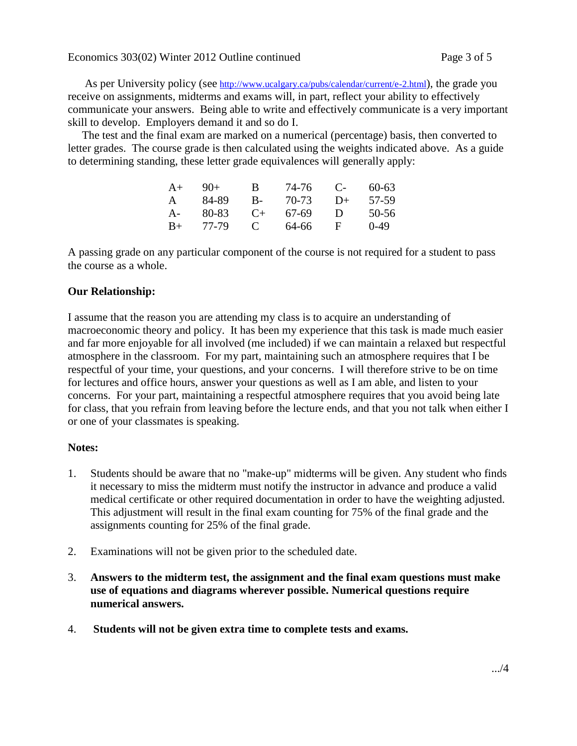As per University policy (see http://www.ucalgary.ca/pubs/calendar/current/e-2.html), the grade you receive on assignments, midterms and exams will, in part, reflect your ability to effectively communicate your answers. Being able to write and effectively communicate is a very important skill to develop. Employers demand it and so do I.

The test and the final exam are marked on a numerical (percentage) basis, then converted to letter grades. The course grade is then calculated using the weights indicated above. As a guide to determining standing, these letter grade equivalences will generally apply:

| | | | | | |
|---|---|---|---|---|---|
| A+ | 90+ | B | 74-76 | C- | 60-63 |
| A | 84-89 | B- | 70-73 | D+ | 57-59 |
| A- | 80-83 | C+ | 67-69 | D | 50-56 |
| B+ | 77-79 | C | 64-66 | F | 0-49 |

A passing grade on any particular component of the course is not required for a student to pass the course as a whole.

**Our Relationship:**

I assume that the reason you are attending my class is to acquire an understanding of macroeconomic theory and policy. It has been my experience that this task is made much easier and far more enjoyable for all involved (me included) if we can maintain a relaxed but respectful atmosphere in the classroom. For my part, maintaining such an atmosphere requires that I be respectful of your time, your questions, and your concerns. I will therefore strive to be on time for lectures and office hours, answer your questions as well as I am able, and listen to your concerns. For your part, maintaining a respectful atmosphere requires that you avoid being late for class, that you refrain from leaving before the lecture ends, and that you not talk when either I or one of your classmates is speaking.

**Notes:**

1. Students should be aware that no "make-up" midterms will be given. Any student who finds it necessary to miss the midterm must notify the instructor in advance and produce a valid medical certificate or other required documentation in order to have the weighting adjusted. This adjustment will result in the final exam counting for 75% of the final grade and the assignments counting for 25% of the final grade.

2. Examinations will not be given prior to the scheduled date.

3. **Answers to the midterm test, the assignment and the final exam questions must make use of equations and diagrams wherever possible. Numerical questions require numerical answers.**

4. **Students will not be given extra time to complete tests and exams.**

.../4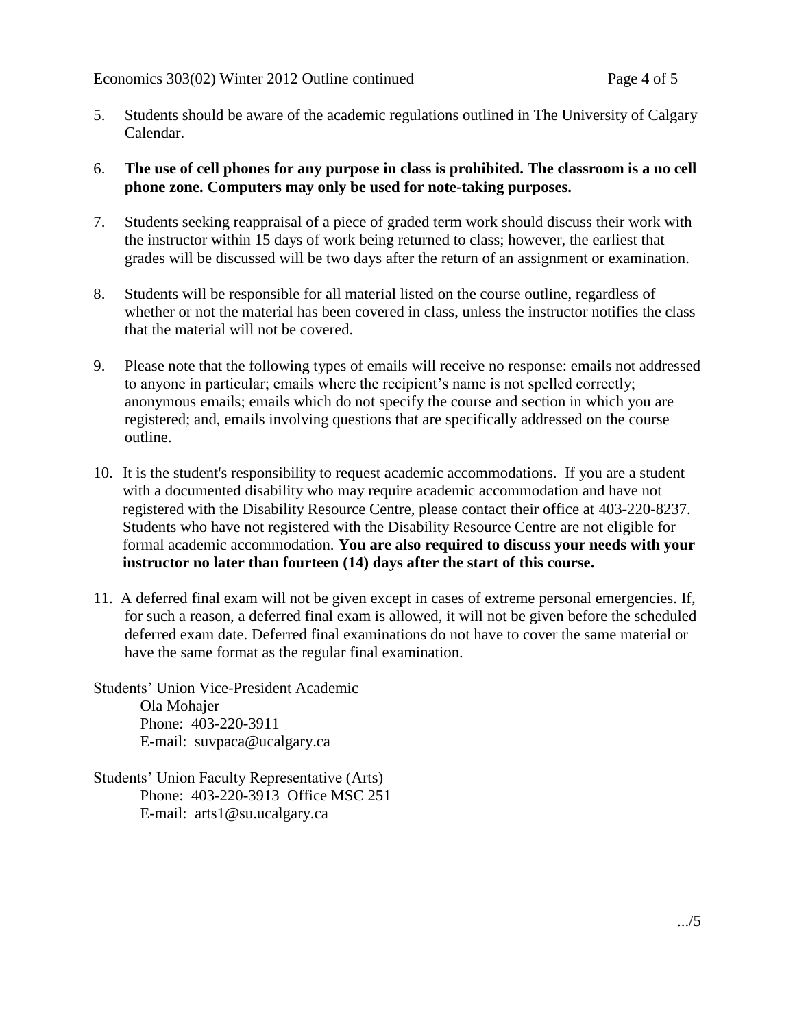5. Students should be aware of the academic regulations outlined in The University of Calgary Calendar.

6. **The use of cell phones for any purpose in class is prohibited. The classroom is a no cell phone zone. Computers may only be used for note-taking purposes.**

7. Students seeking reappraisal of a piece of graded term work should discuss their work with the instructor within 15 days of work being returned to class; however, the earliest that grades will be discussed will be two days after the return of an assignment or examination.

8. Students will be responsible for all material listed on the course outline, regardless of whether or not the material has been covered in class, unless the instructor notifies the class that the material will not be covered.

9. Please note that the following types of emails will receive no response: emails not addressed to anyone in particular; emails where the recipient's name is not spelled correctly; anonymous emails; emails which do not specify the course and section in which you are registered; and, emails involving questions that are specifically addressed on the course outline.

10. It is the student's responsibility to request academic accommodations. If you are a student with a documented disability who may require academic accommodation and have not registered with the Disability Resource Centre, please contact their office at 403-220-8237. Students who have not registered with the Disability Resource Centre are not eligible for formal academic accommodation. **You are also required to discuss your needs with your instructor no later than fourteen (14) days after the start of this course.**

11. A deferred final exam will not be given except in cases of extreme personal emergencies. If, for such a reason, a deferred final exam is allowed, it will not be given before the scheduled deferred exam date. Deferred final examinations do not have to cover the same material or have the same format as the regular final examination.

Students' Union Vice-President Academic
Ola Mohajer
Phone: 403-220-3911
E-mail: suvpaca@ucalgary.ca

Students' Union Faculty Representative (Arts)
Phone: 403-220-3913 Office MSC 251
E-mail: arts1@su.ucalgary.ca

.../5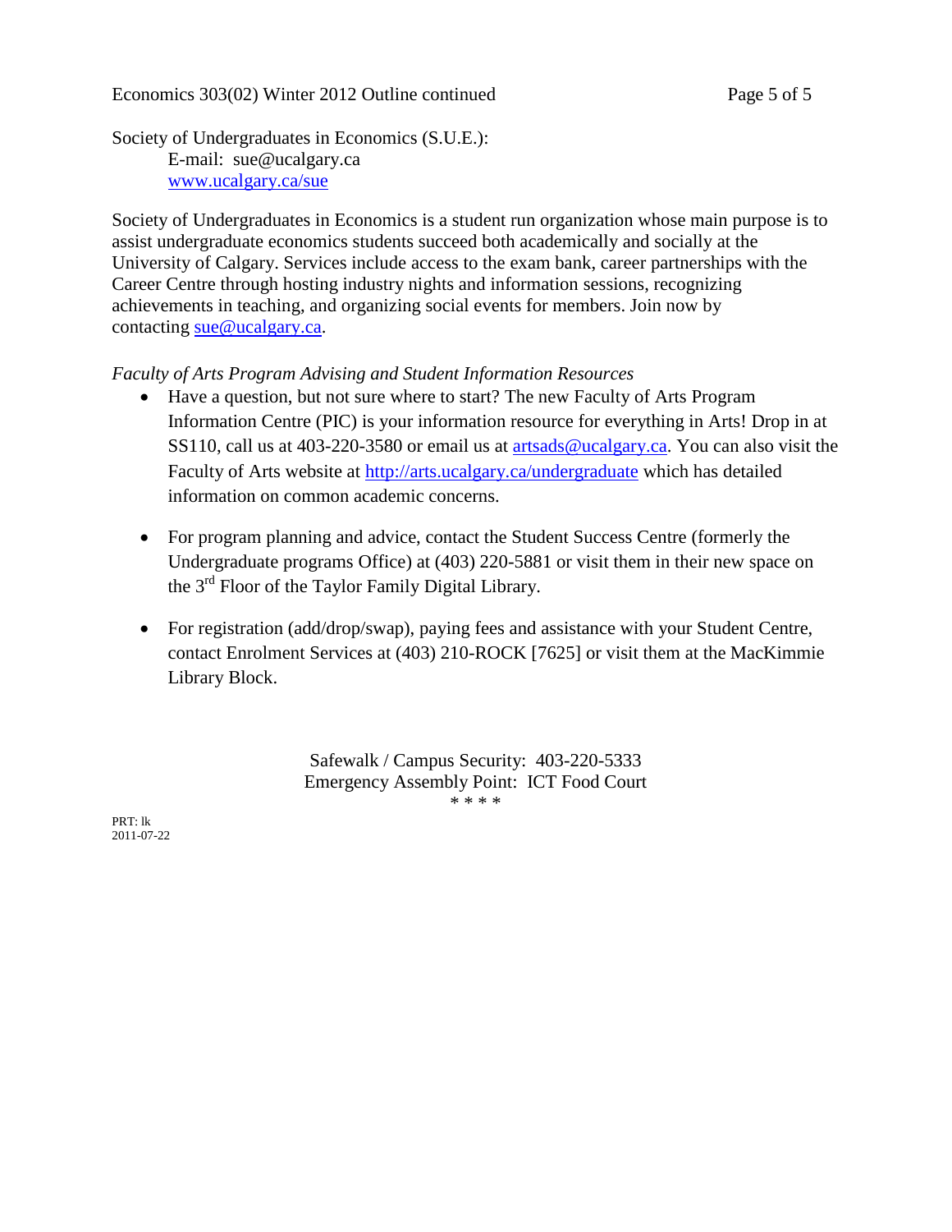Society of Undergraduates in Economics (S.U.E.):

E-mail: sue@ucalgary.ca
www.ucalgary.ca/sue

Society of Undergraduates in Economics is a student run organization whose main purpose is to assist undergraduate economics students succeed both academically and socially at the University of Calgary. Services include access to the exam bank, career partnerships with the Career Centre through hosting industry nights and information sessions, recognizing achievements in teaching, and organizing social events for members. Join now by contacting sue@ucalgary.ca.

*Faculty of Arts Program Advising and Student Information Resources*

- Have a question, but not sure where to start? The new Faculty of Arts Program Information Centre (PIC) is your information resource for everything in Arts! Drop in at SS110, call us at 403-220-3580 or email us at artsads@ucalgary.ca. You can also visit the Faculty of Arts website at http://arts.ucalgary.ca/undergraduate which has detailed information on common academic concerns.

- For program planning and advice, contact the Student Success Centre (formerly the Undergraduate programs Office) at (403) 220-5881 or visit them in their new space on the 3rd Floor of the Taylor Family Digital Library.

- For registration (add/drop/swap), paying fees and assistance with your Student Centre, contact Enrolment Services at (403) 210-ROCK [7625] or visit them at the MacKimmie Library Block.

Safewalk / Campus Security: 403-220-5333
Emergency Assembly Point: ICT Food Court
* * * *

PRT: lk
2011-07-22